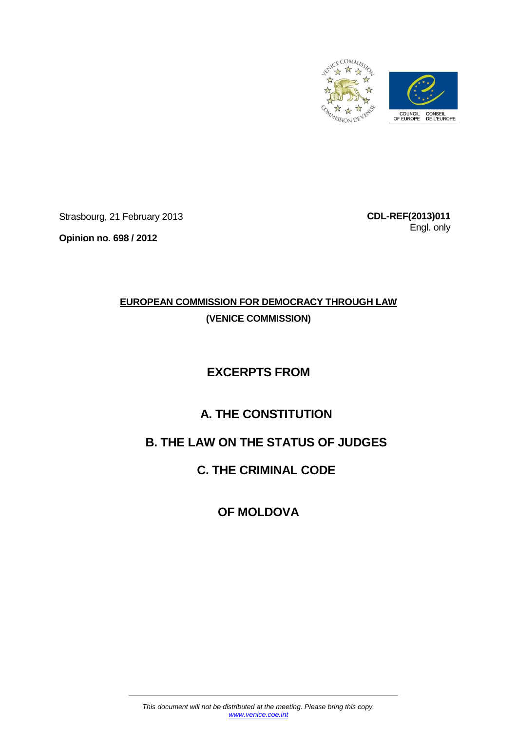Strasbourg, 21 February 2013

**CDL-REF(2013)011**
Engl. only

**Opinion no. 698 / 2012**

**EUROPEAN COMMISSION FOR DEMOCRACY THROUGH LAW**
**(VENICE COMMISSION)**

# EXCERPTS FROM

# A. THE CONSTITUTION

# B. THE LAW ON THE STATUS OF JUDGES

# C. THE CRIMINAL CODE

# OF MOLDOVA

*This document will not be distributed at the meeting. Please bring this copy.*
*www.venice.coe.int*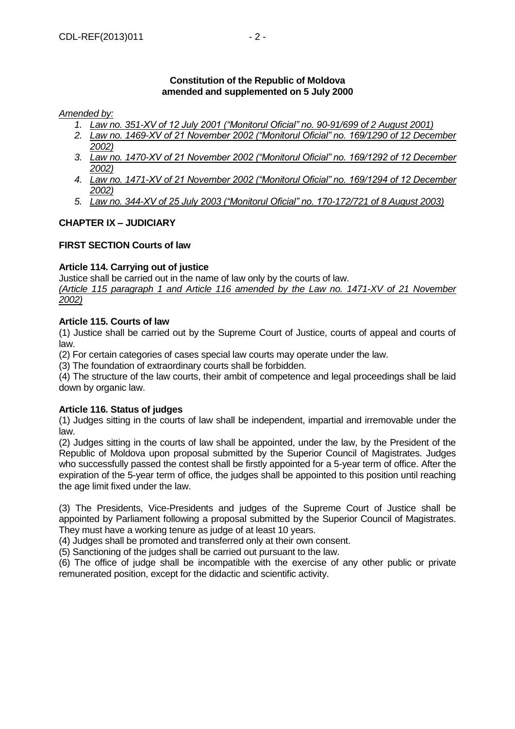**Constitution of the Republic of Moldova amended and supplemented on 5 July 2000**

*Amended by:*

1. *Law no. 351-XV of 12 July 2001 ("Monitorul Oficial" no. 90-91/699 of 2 August 2001)*
2. *Law no. 1469-XV of 21 November 2002 ("Monitorul Oficial" no. 169/1290 of 12 December 2002)*
3. *Law no. 1470-XV of 21 November 2002 ("Monitorul Oficial" no. 169/1292 of 12 December 2002)*
4. *Law no. 1471-XV of 21 November 2002 ("Monitorul Oficial" no. 169/1294 of 12 December 2002)*
5. *Law no. 344-XV of 25 July 2003 ("Monitorul Oficial" no. 170-172/721 of 8 August 2003)*

## CHAPTER IX – JUDICIARY

### FIRST SECTION Courts of law

**Article 114. Carrying out of justice**

Justice shall be carried out in the name of law only by the courts of law.

*(Article 115 paragraph 1 and Article 116 amended by the Law no. 1471-XV of 21 November 2002)*

**Article 115. Courts of law**

(1) Justice shall be carried out by the Supreme Court of Justice, courts of appeal and courts of law.

(2) For certain categories of cases special law courts may operate under the law.

(3) The foundation of extraordinary courts shall be forbidden.

(4) The structure of the law courts, their ambit of competence and legal proceedings shall be laid down by organic law.

**Article 116. Status of judges**

(1) Judges sitting in the courts of law shall be independent, impartial and irremovable under the law.

(2) Judges sitting in the courts of law shall be appointed, under the law, by the President of the Republic of Moldova upon proposal submitted by the Superior Council of Magistrates. Judges who successfully passed the contest shall be firstly appointed for a 5-year term of office. After the expiration of the 5-year term of office, the judges shall be appointed to this position until reaching the age limit fixed under the law.

(3) The Presidents, Vice-Presidents and judges of the Supreme Court of Justice shall be appointed by Parliament following a proposal submitted by the Superior Council of Magistrates. They must have a working tenure as judge of at least 10 years.

(4) Judges shall be promoted and transferred only at their own consent.

(5) Sanctioning of the judges shall be carried out pursuant to the law.

(6) The office of judge shall be incompatible with the exercise of any other public or private remunerated position, except for the didactic and scientific activity.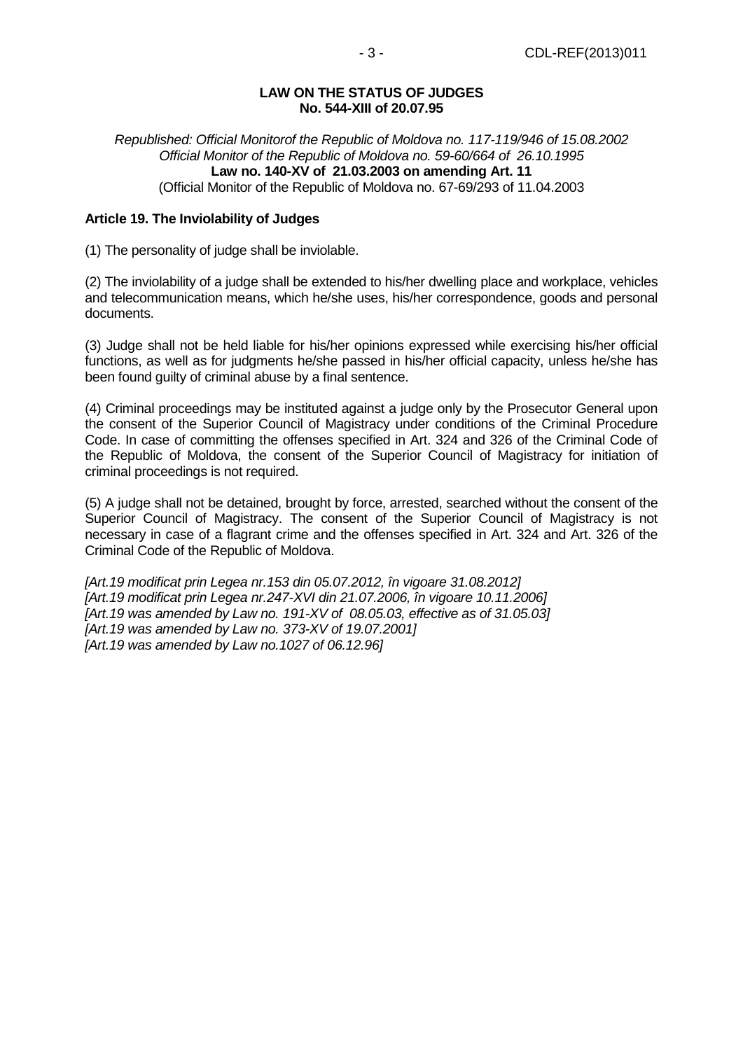**LAW ON THE STATUS OF JUDGES**
**No. 544-XIII of 20.07.95**

*Republished: Official Monitorof the Republic of Moldova no. 117-119/946 of 15.08.2002*
*Official Monitor of the Republic of Moldova no. 59-60/664 of 26.10.1995*
**Law no. 140-XV of 21.03.2003 on amending Art. 11**
(Official Monitor of the Republic of Moldova no. 67-69/293 of 11.04.2003

**Article 19. The Inviolability of Judges**

(1) The personality of judge shall be inviolable.

(2) The inviolability of a judge shall be extended to his/her dwelling place and workplace, vehicles and telecommunication means, which he/she uses, his/her correspondence, goods and personal documents.

(3) Judge shall not be held liable for his/her opinions expressed while exercising his/her official functions, as well as for judgments he/she passed in his/her official capacity, unless he/she has been found guilty of criminal abuse by a final sentence.

(4) Criminal proceedings may be instituted against a judge only by the Prosecutor General upon the consent of the Superior Council of Magistracy under conditions of the Criminal Procedure Code. In case of committing the offenses specified in Art. 324 and 326 of the Criminal Code of the Republic of Moldova, the consent of the Superior Council of Magistracy for initiation of criminal proceedings is not required.

(5) A judge shall not be detained, brought by force, arrested, searched without the consent of the Superior Council of Magistracy. The consent of the Superior Council of Magistracy is not necessary in case of a flagrant crime and the offenses specified in Art. 324 and Art. 326 of the Criminal Code of the Republic of Moldova.

*[Art.19 modificat prin Legea nr.153 din 05.07.2012, în vigoare 31.08.2012]*
*[Art.19 modificat prin Legea nr.247-XVI din 21.07.2006, în vigoare 10.11.2006]*
*[Art.19 was amended by Law no. 191-XV of 08.05.03, effective as of 31.05.03]*
*[Art.19 was amended by Law no. 373-XV of 19.07.2001]*
*[Art.19 was amended by Law no.1027 of 06.12.96]*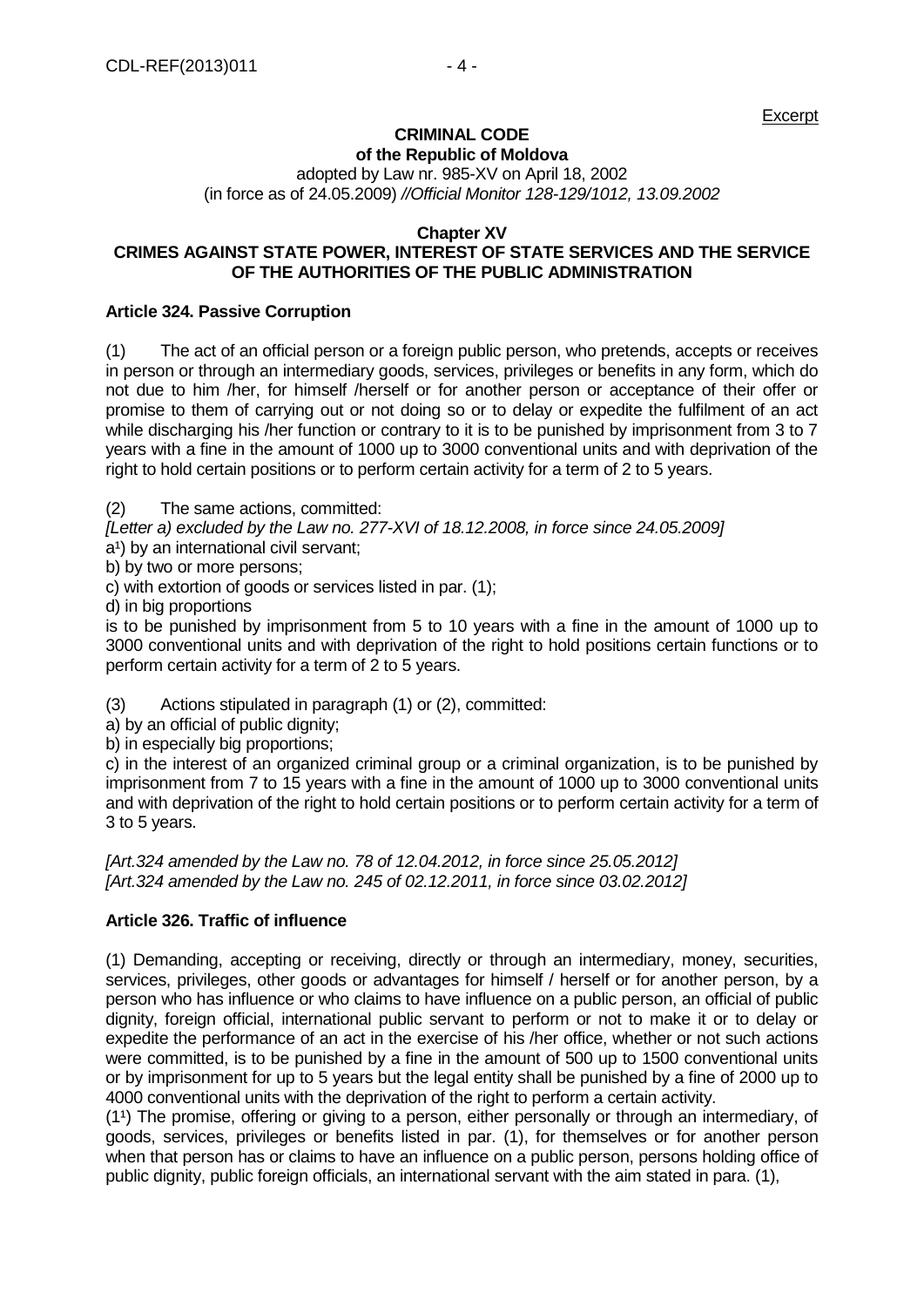Excerpt

**CRIMINAL CODE**
**of the Republic of Moldova**
adopted by Law nr. 985-XV on April 18, 2002
(in force as of 24.05.2009) *//Official Monitor 128-129/1012, 13.09.2002*

**Chapter XV**
**CRIMES AGAINST STATE POWER, INTEREST OF STATE SERVICES AND THE SERVICE OF THE AUTHORITIES OF THE PUBLIC ADMINISTRATION**

**Article 324. Passive Corruption**

(1) The act of an official person or a foreign public person, who pretends, accepts or receives in person or through an intermediary goods, services, privileges or benefits in any form, which do not due to him /her, for himself /herself or for another person or acceptance of their offer or promise to them of carrying out or not doing so or to delay or expedite the fulfilment of an act while discharging his /her function or contrary to it is to be punished by imprisonment from 3 to 7 years with a fine in the amount of 1000 up to 3000 conventional units and with deprivation of the right to hold certain positions or to perform certain activity for a term of 2 to 5 years.

(2) The same actions, committed:
*[Letter a) excluded by the Law no. 277-XVI of 18.12.2008, in force since 24.05.2009]*
a[1]) by an international civil servant;
b) by two or more persons;
c) with extortion of goods or services listed in par. (1);
d) in big proportions
is to be punished by imprisonment from 5 to 10 years with a fine in the amount of 1000 up to 3000 conventional units and with deprivation of the right to hold positions certain functions or to perform certain activity for a term of 2 to 5 years.

(3) Actions stipulated in paragraph (1) or (2), committed:
a) by an official of public dignity;
b) in especially big proportions;
c) in the interest of an organized criminal group or a criminal organization, is to be punished by imprisonment from 7 to 15 years with a fine in the amount of 1000 up to 3000 conventional units and with deprivation of the right to hold certain positions or to perform certain activity for a term of 3 to 5 years.

*[Art.324 amended by the Law no. 78 of 12.04.2012, in force since 25.05.2012]*
*[Art.324 amended by the Law no. 245 of 02.12.2011, in force since 03.02.2012]*

**Article 326. Traffic of influence**

(1) Demanding, accepting or receiving, directly or through an intermediary, money, securities, services, privileges, other goods or advantages for himself / herself or for another person, by a person who has influence or who claims to have influence on a public person, an official of public dignity, foreign official, international public servant to perform or not to make it or to delay or expedite the performance of an act in the exercise of his /her office, whether or not such actions were committed, is to be punished by a fine in the amount of 500 up to 1500 conventional units or by imprisonment for up to 5 years but the legal entity shall be punished by a fine of 2000 up to 4000 conventional units with the deprivation of the right to perform a certain activity.
(1[1]) The promise, offering or giving to a person, either personally or through an intermediary, of goods, services, privileges or benefits listed in par. (1), for themselves or for another person when that person has or claims to have an influence on a public person, persons holding office of public dignity, public foreign officials, an international servant with the aim stated in para. (1),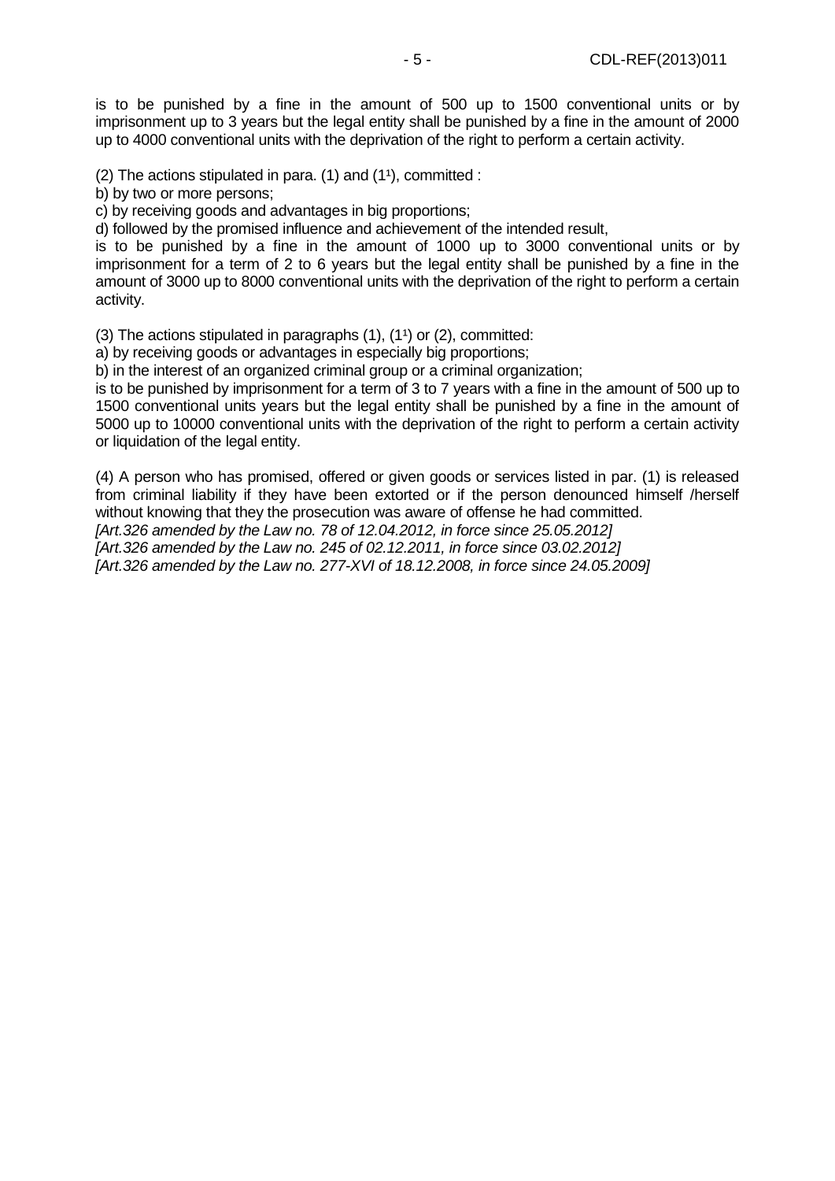is to be punished by a fine in the amount of 500 up to 1500 conventional units or by imprisonment up to 3 years but the legal entity shall be punished by a fine in the amount of 2000 up to 4000 conventional units with the deprivation of the right to perform a certain activity.

(2) The actions stipulated in para. (1) and ($1^1$), committed :
b) by two or more persons;
c) by receiving goods and advantages in big proportions;
d) followed by the promised influence and achievement of the intended result,
is to be punished by a fine in the amount of 1000 up to 3000 conventional units or by imprisonment for a term of 2 to 6 years but the legal entity shall be punished by a fine in the amount of 3000 up to 8000 conventional units with the deprivation of the right to perform a certain activity.

(3) The actions stipulated in paragraphs (1), ($1^1$) or (2), committed:
a) by receiving goods or advantages in especially big proportions;
b) in the interest of an organized criminal group or a criminal organization;
is to be punished by imprisonment for a term of 3 to 7 years with a fine in the amount of 500 up to 1500 conventional units years but the legal entity shall be punished by a fine in the amount of 5000 up to 10000 conventional units with the deprivation of the right to perform a certain activity or liquidation of the legal entity.

(4) A person who has promised, offered or given goods or services listed in par. (1) is released from criminal liability if they have been extorted or if the person denounced himself /herself without knowing that they the prosecution was aware of offense he had committed.
*[Art.326 amended by the Law no. 78 of 12.04.2012, in force since 25.05.2012]*
*[Art.326 amended by the Law no. 245 of 02.12.2011, in force since 03.02.2012]*
*[Art.326 amended by the Law no. 277-XVI of 18.12.2008, in force since 24.05.2009]*